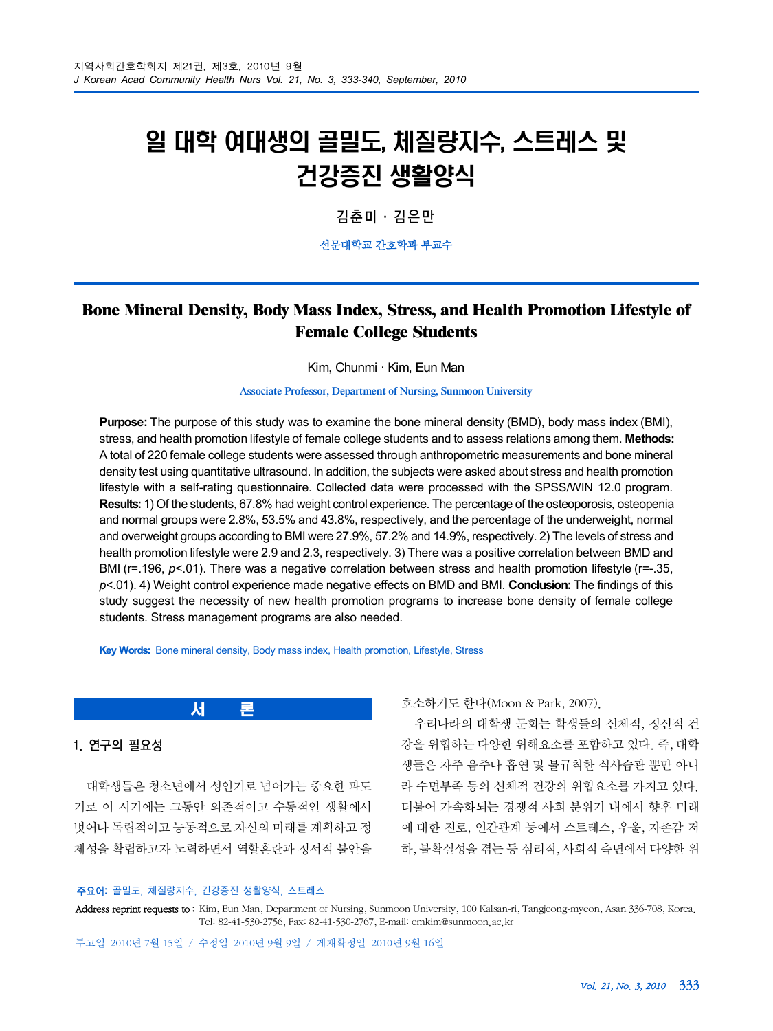# 일 대학 여대생의 골밀도, 체질량지수, 스트레스 및 건강증진 생활양식

김춘미 · 김은만

선문대학교 간호학과 부교수

# Bone Mineral Density, Body Mass Index, Stress, and Health Promotion Lifestyle of Female College Students

Kim, Chunmi · Kim, Eun Man

Associate Professor, Department of Nursing, Sunmoon University

**Purpose:** The purpose of this study was to examine the bone mineral density (BMD), body mass index (BMI), stress, and health promotion lifestyle of female college students and to assess relations among them. **Methods:** A total of 220 female college students were assessed through anthropometric measurements and bone mineral density test using quantitative ultrasound. In addition, the subjects were asked about stress and health promotion lifestyle with a self-rating questionnaire. Collected data were processed with the SPSS/WIN 12.0 program. **Results:** 1) Of the students, 67.8% had weight control experience. The percentage of the osteoporosis, osteopenia and normal groups were 2.8%, 53.5% and 43.8%, respectively, and the percentage of the underweight, normal and overweight groups according to BMI were 27.9%, 57.2% and 14.9%, respectively. 2) The levels of stress and health promotion lifestyle were 2.9 and 2.3, respectively. 3) There was a positive correlation between BMD and BMI (r=.196, $p<.01$). There was a negative correlation between stress and health promotion lifestyle (r=-.35, $p<.01$). 4) Weight control experience made negative effects on BMD and BMI. **Conclusion:** The findings of this study suggest the necessity of new health promotion programs to increase bone density of female college students. Stress management programs are also needed.

**Key Words:** Bone mineral density, Body mass index, Health promotion, Lifestyle, Stress

## 서 론

### 1. 연구의 필요성

대학생들은 청소년에서 성인기로 넘어가는 중요한 과도기로 이 시기에는 그동안 의존적이고 수동적인 생활에서 벗어나 독립적이고 능동적으로 자신의 미래를 계획하고 정체성을 확립하고자 노력하면서 역할혼란과 정서적 불안을 호소하기도 한다(Moon & Park, 2007).

우리나라의 대학생 문화는 학생들의 신체적, 정신적 건강을 위협하는 다양한 위해요소를 포함하고 있다. 즉, 대학생들은 자주 음주나 흡연 및 불규칙한 식사습관 뿐만 아니라 수면부족 등의 신체적 건강의 위협요소를 가지고 있다. 더불어 가속화되는 경쟁적 사회 분위기 내에서 향후 미래에 대한 진로, 인간관계 등에서 스트레스, 우울, 자존감 저하, 불확실성을 겪는 등 심리적, 사회적 측면에서 다양한 위

주요어: 골밀도, 체질량지수, 건강증진 생활양식, 스트레스

Address reprint requests to : Kim, Eun Man, Department of Nursing, Sunmoon University, 100 Kalsan-ri, Tangjeong-myeon, Asan 336-708, Korea. Tel: 82-41-530-2756, Fax: 82-41-530-2767, E-mail: emkim@sunmoon.ac.kr

투고일 2010년 7월 15일 / 수정일 2010년 9월 9일 / 게재확정일 2010년 9월 16일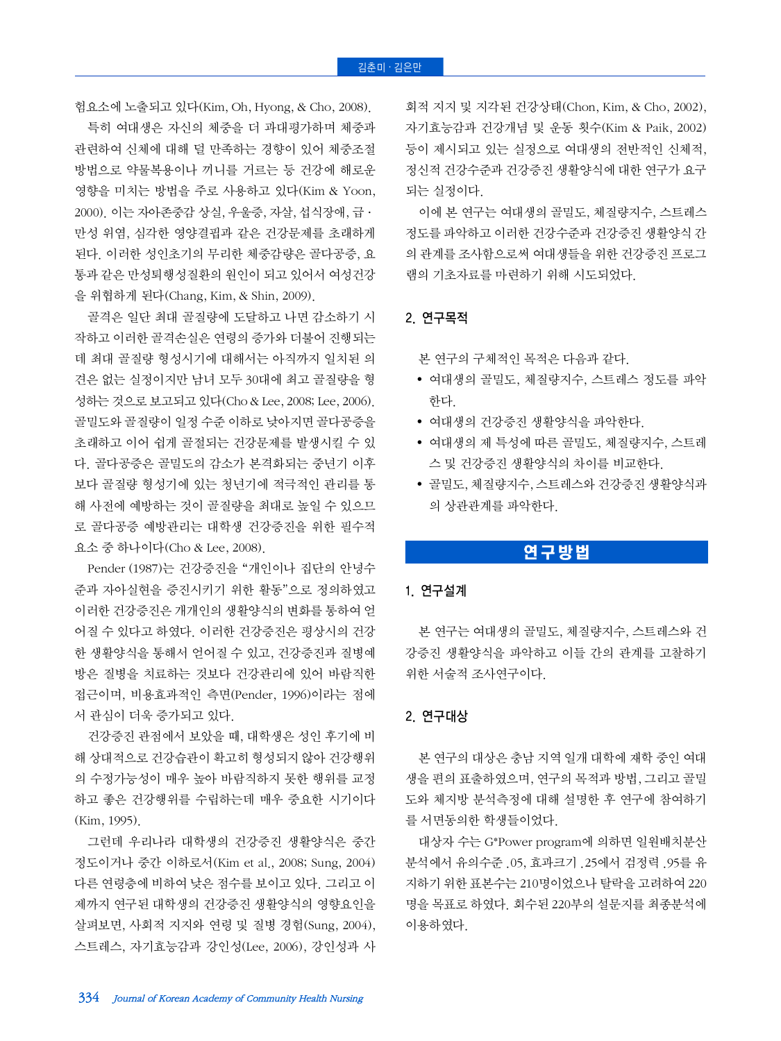험요소에 노출되고 있다(Kim, Oh, Hyong, & Cho, 2008).

특히 여대생은 자신의 체중을 더 과대평가하며 체중과 관련하여 신체에 대해 덜 만족하는 경향이 있어 체중조절 방법으로 약물복용이나 끼니를 거르는 등 건강에 해로운 영향을 미치는 방법을 주로 사용하고 있다(Kim & Yoon, 2000). 이는 자아존중감 상실, 우울증, 자살, 섭식장애, 급・만성 위염, 심각한 영양결핍과 같은 건강문제를 초래하게 된다. 이러한 성인초기의 무리한 체중감량은 골다공증, 요통과 같은 만성퇴행성질환의 원인이 되고 있어서 여성건강을 위협하게 된다(Chang, Kim, & Shin, 2009).

골격은 일단 최대 골질량에 도달하고 나면 감소하기 시작하고 이러한 골격손실은 연령의 증가와 더불어 진행되는데 최대 골질량 형성시기에 대해서는 아직까지 일치된 의견은 없는 실정이지만 남녀 모두 30대에 최고 골질량을 형성하는 것으로 보고되고 있다(Cho & Lee, 2008; Lee, 2006). 골밀도와 골질량이 일정 수준 이하로 낮아지면 골다공증을 초래하고 이어 쉽게 골절되는 건강문제를 발생시킬 수 있다. 골다공증은 골밀도의 감소가 본격화되는 중년기 이후보다 골질량 형성기에 있는 청년기에 적극적인 관리를 통해 사전에 예방하는 것이 골질량을 최대로 높일 수 있으므로 골다공증 예방관리는 대학생 건강증진을 위한 필수적 요소 중 하나이다(Cho & Lee, 2008).

Pender (1987)는 건강증진을 "개인이나 집단의 안녕수준과 자아실현을 증진시키기 위한 활동"으로 정의하였고 이러한 건강증진은 개개인의 생활양식의 변화를 통하여 얻어질 수 있다고 하였다. 이러한 건강증진은 평상시의 건강한 생활양식을 통해서 얻어질 수 있고, 건강증진과 질병예방은 질병을 치료하는 것보다 건강관리에 있어 바람직한 접근이며, 비용효과적인 측면(Pender, 1996)이라는 점에서 관심이 더욱 증가되고 있다.

건강증진 관점에서 보았을 때, 대학생은 성인 후기에 비해 상대적으로 건강습관이 확고히 형성되지 않아 건강행위의 수정가능성이 매우 높아 바람직하지 못한 행위를 교정하고 좋은 건강행위를 수립하는데 매우 중요한 시기이다(Kim, 1995).

그런데 우리나라 대학생의 건강증진 생활양식은 중간 정도이거나 중간 이하로서(Kim et al., 2008; Sung, 2004) 다른 연령층에 비하여 낮은 점수를 보이고 있다. 그리고 이제까지 연구된 대학생의 건강증진 생활양식의 영향요인을 살펴보면, 사회적 지지와 연령 및 질병 경험(Sung, 2004), 스트레스, 자기효능감과 강인성(Lee, 2006), 강인성과 사회적 지지 및 지각된 건강상태(Chon, Kim, & Cho, 2002), 자기효능감과 건강개념 및 운동 횟수(Kim & Paik, 2002) 등이 제시되고 있는 실정으로 여대생의 전반적인 신체적, 정신적 건강수준과 건강증진 생활양식에 대한 연구가 요구되는 실정이다.

이에 본 연구는 여대생의 골밀도, 체질량지수, 스트레스 정도를 파악하고 이러한 건강수준과 건강증진 생활양식 간의 관계를 조사함으로써 여대생들을 위한 건강증진 프로그램의 기초자료를 마련하기 위해 시도되었다.

## 2. 연구목적

본 연구의 구체적인 목적은 다음과 같다.

- 여대생의 골밀도, 체질량지수, 스트레스 정도를 파악한다.
- 여대생의 건강증진 생활양식을 파악한다.
- 여대생의 제 특성에 따른 골밀도, 체질량지수, 스트레스 및 건강증진 생활양식의 차이를 비교한다.
- 골밀도, 체질량지수, 스트레스와 건강증진 생활양식과의 상관관계를 파악한다.

# 연구방법

## 1. 연구설계

본 연구는 여대생의 골밀도, 체질량지수, 스트레스와 건강증진 생활양식을 파악하고 이들 간의 관계를 고찰하기 위한 서술적 조사연구이다.

## 2. 연구대상

본 연구의 대상은 충남 지역 일개 대학에 재학 중인 여대생을 편의 표출하였으며, 연구의 목적과 방법, 그리고 골밀도와 체지방 분석측정에 대해 설명한 후 연구에 참여하기를 서면동의한 학생들이었다.

대상자 수는 G*Power program에 의하면 일원배치분산분석에서 유의수준 .05, 효과크기 .25에서 검정력 .95를 유지하기 위한 표본수는 210명이었으나 탈락을 고려하여 220명을 목표로 하였다. 회수된 220부의 설문지를 최종분석에 이용하였다.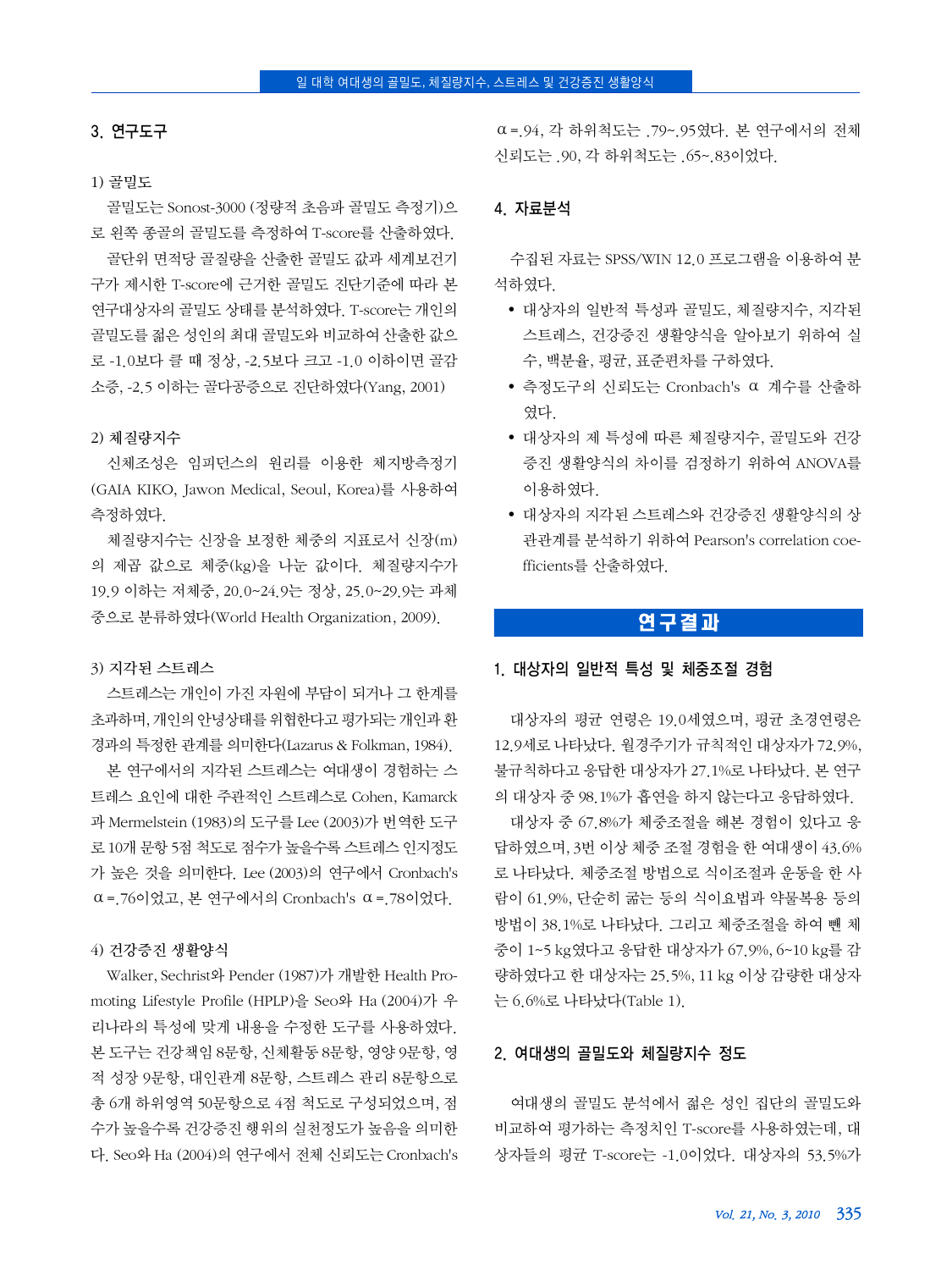## 3. 연구도구

### 1) 골밀도

골밀도는 Sonost-3000 (정량적 초음파 골밀도 측정기)으로 왼쪽 종골의 골밀도를 측정하여 T-score를 산출하였다.

골단위 면적당 골질량을 산출한 골밀도 값과 세계보건기구가 제시한 T-score에 근거한 골밀도 진단기준에 따라 본 연구대상자의 골밀도 상태를 분석하였다. T-score는 개인의 골밀도를 젊은 성인의 최대 골밀도와 비교하여 산출한 값으로 -1.0보다 클 때 정상, -2.5보다 크고 -1.0 이하이면 골감소증, -2.5 이하는 골다공증으로 진단하였다(Yang, 2001)

### 2) 체질량지수

신체조성은 임피던스의 원리를 이용한 체지방측정기(GAIA KIKO, Jawon Medical, Seoul, Korea)를 사용하여 측정하였다.

체질량지수는 신장을 보정한 체중의 지표로서 신장(m)의 제곱 값으로 체중(kg)을 나눈 값이다. 체질량지수가 19.9 이하는 저체중, 20.0~24.9는 정상, 25.0~29.9는 과체중으로 분류하였다(World Health Organization, 2009).

### 3) 지각된 스트레스

스트레스는 개인이 가진 자원에 부담이 되거나 그 한계를 초과하며, 개인의 안녕상태를 위협한다고 평가되는 개인과 환경과의 특정한 관계를 의미한다(Lazarus & Folkman, 1984).

본 연구에서의 지각된 스트레스는 여대생이 경험하는 스트레스 요인에 대한 주관적인 스트레스로 Cohen, Kamarck과 Mermelstein (1983)의 도구를 Lee (2003)가 번역한 도구로 10개 문항 5점 척도로 점수가 높을수록 스트레스 인지정도가 높은 것을 의미한다. Lee (2003)의 연구에서 Cronbach's $\alpha$=.76이었고, 본 연구에서의 Cronbach's $\alpha$=.78이었다.

### 4) 건강증진 생활양식

Walker, Sechrist와 Pender (1987)가 개발한 Health Promoting Lifestyle Profile (HPLP)을 Seo와 Ha (2004)가 우리나라의 특성에 맞게 내용을 수정한 도구를 사용하였다. 본 도구는 건강책임 8문항, 신체활동 8문항, 영양 9문항, 영적 성장 9문항, 대인관계 8문항, 스트레스 관리 8문항으로 총 6개 하위영역 50문항으로 4점 척도로 구성되었으며, 점수가 높을수록 건강증진 행위의 실천정도가 높음을 의미한다. Seo와 Ha (2004)의 연구에서 전체 신뢰도는 Cronbach's $\alpha$=.94, 각 하위척도는 .79~.95였다. 본 연구에서의 전체 신뢰도는 .90, 각 하위척도는 .65~.83이었다.

## 4. 자료분석

수집된 자료는 SPSS/WIN 12.0 프로그램을 이용하여 분석하였다.

- 대상자의 일반적 특성과 골밀도, 체질량지수, 지각된 스트레스, 건강증진 생활양식을 알아보기 위하여 실수, 백분율, 평균, 표준편차를 구하였다.
- 측정도구의 신뢰도는 Cronbach's $\alpha$ 계수를 산출하였다.
- 대상자의 제 특성에 따른 체질량지수, 골밀도와 건강증진 생활양식의 차이를 검정하기 위하여 ANOVA를 이용하였다.
- 대상자의 지각된 스트레스와 건강증진 생활양식의 상관관계를 분석하기 위하여 Pearson's correlation coefficients를 산출하였다.

# 연구결과

## 1. 대상자의 일반적 특성 및 체중조절 경험

대상자의 평균 연령은 19.0세였으며, 평균 초경연령은 12.9세로 나타났다. 월경주기가 규칙적인 대상자가 72.9%, 불규칙하다고 응답한 대상자가 27.1%로 나타났다. 본 연구의 대상자 중 98.1%가 흡연을 하지 않는다고 응답하였다.

대상자 중 67.8%가 체중조절을 해본 경험이 있다고 응답하였으며, 3번 이상 체중 조절 경험을 한 여대생이 43.6%로 나타났다. 체중조절 방법으로 식이조절과 운동을 한 사람이 61.9%, 단순히 굶는 등의 식이요법과 약물복용 등의 방법이 38.1%로 나타났다. 그리고 체중조절을 하여 뺀 체중이 1~5 kg였다고 응답한 대상자가 67.9%, 6~10 kg를 감량하였다고 한 대상자는 25.5%, 11 kg 이상 감량한 대상자는 6.6%로 나타났다(Table 1).

## 2. 여대생의 골밀도와 체질량지수 정도

여대생의 골밀도 분석에서 젊은 성인 집단의 골밀도와 비교하여 평가하는 측정치인 T-score를 사용하였는데, 대상자들의 평균 T-score는 -1.0이었다. 대상자의 53.5%가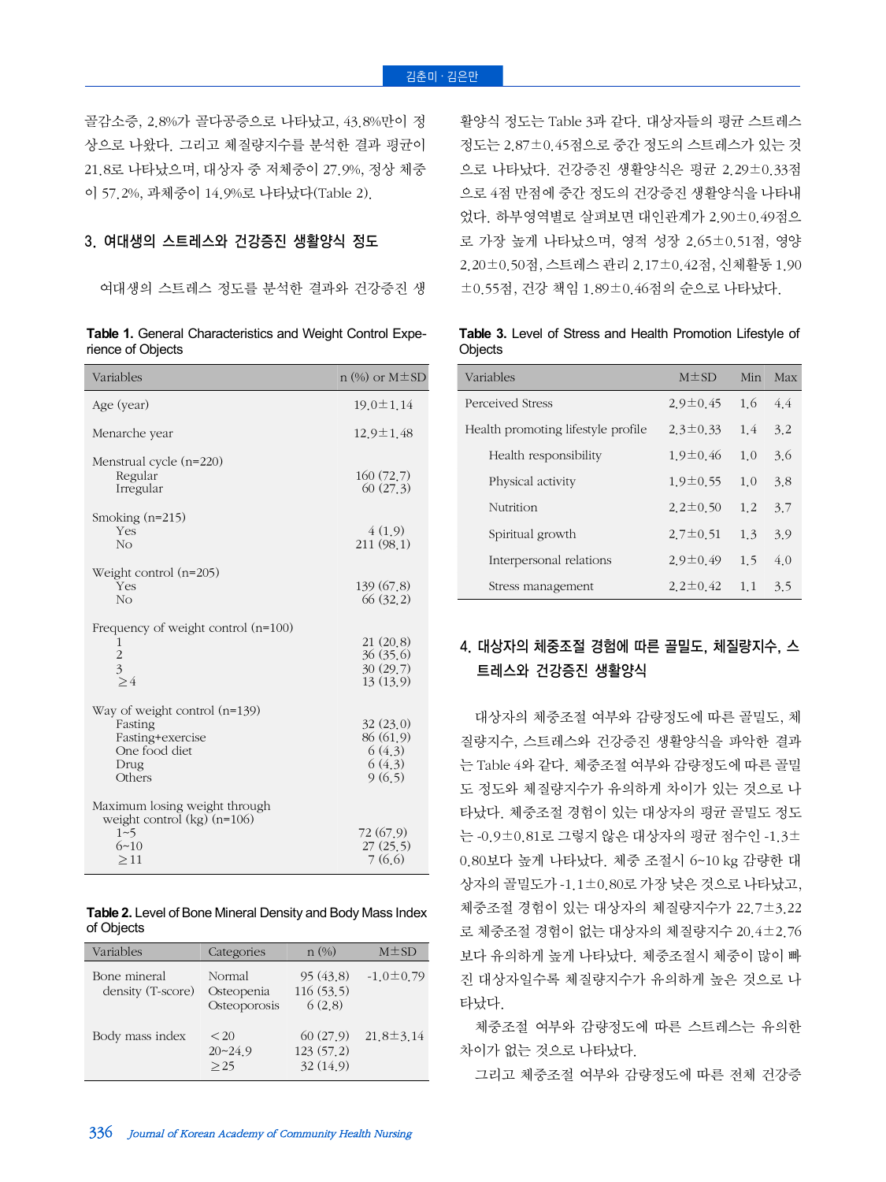골감소증, 2.8%가 골다공증으로 나타났고, 43.8%만이 정상으로 나왔다. 그리고 체질량지수를 분석한 결과 평균이 21.8로 나타났으며, 대상자 중 저체중이 27.9%, 정상 체중이 57.2%, 과체중이 14.9%로 나타났다(Table 2).

### 3. 여대생의 스트레스와 건강증진 생활양식 정도

여대생의 스트레스 정도를 분석한 결과와 건강증진 생활양식 정도는 Table 3과 같다. 대상자들의 평균 스트레스 정도는 2.87±0.45점으로 중간 정도의 스트레스가 있는 것으로 나타났다. 건강증진 생활양식은 평균 2.29±0.33점으로 4점 만점에 중간 정도의 건강증진 생활양식을 나타내었다. 하부영역별로 살펴보면 대인관계가 2.90±0.49점으로 가장 높게 나타났으며, 영적 성장 2.65±0.51점, 영양 2.20±0.50점, 스트레스 관리 2.17±0.42점, 신체활동 1.90±0.55점, 건강 책임 1.89±0.46점의 순으로 나타났다.

**Table 1.** General Characteristics and Weight Control Experience of Objects

| Variables | n (%) or M±SD |
|---|---|
| Age (year) | 19.0±1.14 |
| Menarche year | 12.9±1.48 |
| Menstrual cycle (n=220) | |
| Regular | 160 (72.7) |
| Irregular | 60 (27.3) |
| Smoking (n=215) | |
| Yes | 4 (1.9) |
| No | 211 (98.1) |
| Weight control (n=205) | |
| Yes | 139 (67.8) |
| No | 66 (32.2) |
| Frequency of weight control (n=100) | |
| 1 | 21 (20.8) |
| 2 | 36 (35.6) |
| 3 | 30 (29.7) |
| ≥4 | 13 (13.9) |
| Way of weight control (n=139) | |
| Fasting | 32 (23.0) |
| Fasting+exercise | 86 (61.9) |
| One food diet | 6 (4.3) |
| Drug | 6 (4.3) |
| Others | 9 (6.5) |
| Maximum losing weight through weight control (kg) (n=106) | |
| 1~5 | 72 (67.9) |
| 6~10 | 27 (25.5) |
| ≥11 | 7 (6.6) |

**Table 2.** Level of Bone Mineral Density and Body Mass Index of Objects

| Variables | Categories | n (%) | M±SD |
|---|---|---|---|
| Bone mineral density (T-score) | Normal | 95 (43.8) | -1.0±0.79 |
| | Osteopenia | 116 (53.5) | |
| | Osteoporosis | 6 (2.8) | |
| Body mass index | <20 | 60 (27.9) | 21.8±3.14 |
| | 20~24.9 | 123 (57.2) | |
| | ≥25 | 32 (14.9) | |

**Table 3.** Level of Stress and Health Promotion Lifestyle of Objects

| Variables | M±SD | Min | Max |
|---|---|---|---|
| Perceived Stress | 2.9±0.45 | 1.6 | 4.4 |
| Health promoting lifestyle profile | 2.3±0.33 | 1.4 | 3.2 |
| Health responsibility | 1.9±0.46 | 1.0 | 3.6 |
| Physical activity | 1.9±0.55 | 1.0 | 3.8 |
| Nutrition | 2.2±0.50 | 1.2 | 3.7 |
| Spiritual growth | 2.7±0.51 | 1.3 | 3.9 |
| Interpersonal relations | 2.9±0.49 | 1.5 | 4.0 |
| Stress management | 2.2±0.42 | 1.1 | 3.5 |

### 4. 대상자의 체중조절 경험에 따른 골밀도, 체질량지수, 스트레스와 건강증진 생활양식

대상자의 체중조절 여부와 감량정도에 따른 골밀도, 체질량지수, 스트레스와 건강증진 생활양식을 파악한 결과는 Table 4와 같다. 체중조절 여부와 감량정도에 따른 골밀도 정도와 체질량지수가 유의하게 차이가 있는 것으로 나타났다. 체중조절 경험이 있는 대상자의 평균 골밀도 정도는 -0.9±0.81로 그렇지 않은 대상자의 평균 점수인 -1.3±0.80보다 높게 나타났다. 체중 조절시 6~10 kg 감량한 대상자의 골밀도가 -1.1±0.80로 가장 낮은 것으로 나타났고, 체중조절 경험이 있는 대상자의 체질량지수가 22.7±3.22로 체중조절 경험이 없는 대상자의 체질량지수 20.4±2.76보다 유의하게 높게 나타났다. 체중조절시 체중이 많이 빠진 대상자일수록 체질량지수가 유의하게 높은 것으로 나타났다.

체중조절 여부와 감량정도에 따른 스트레스는 유의한 차이가 없는 것으로 나타났다.

그리고 체중조절 여부와 감량정도에 따른 전체 건강증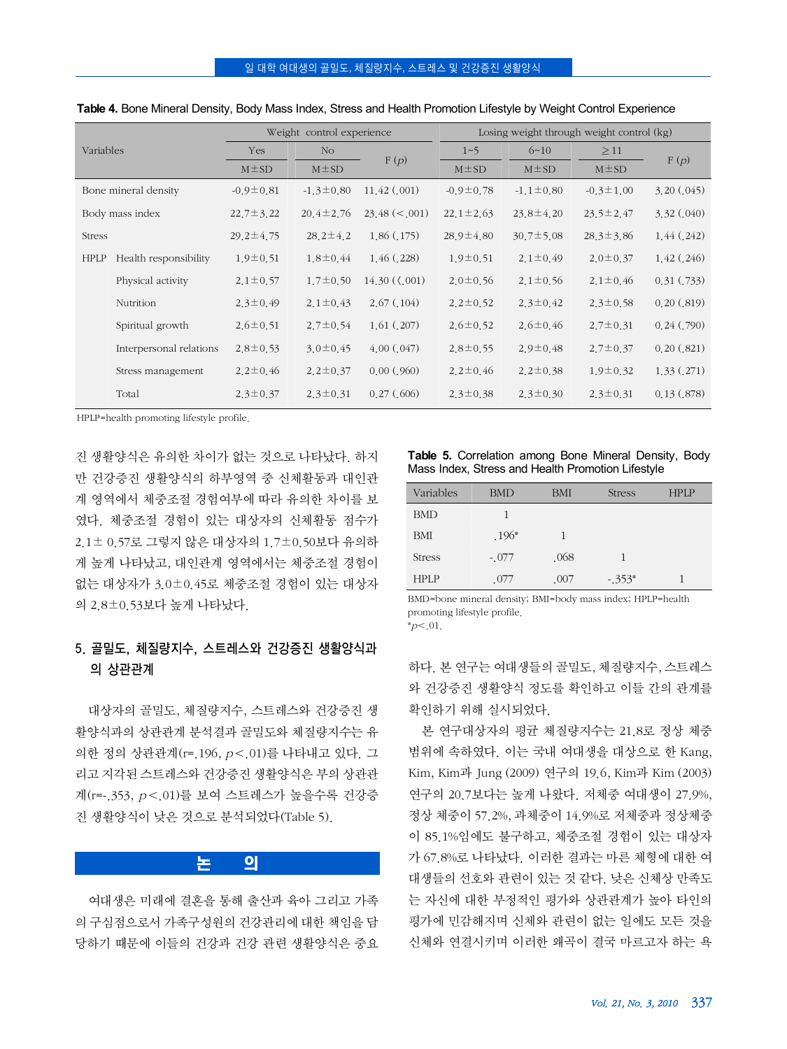**Table 4.** Bone Mineral Density, Body Mass Index, Stress and Health Promotion Lifestyle by Weight Control Experience

| Variables | | Weight control experience | | | Losing weight through weight control (kg) | | | |
|---|---|---|---|---|---|---|---|---|
| | | Yes | No | F (*p*) | 1~5 | 6~10 | ≥11 | F (*p*) |
| | | M±SD | M±SD | | M±SD | M±SD | M±SD | |
| Bone mineral density | | -0.9±0.81 | -1.3±0.80 | 11.42 (.001) | -0.9±0.78 | -1.1±0.80 | -0.3±1.00 | 3.20 (.045) |
| Body mass index | | 22.7±3.22 | 20.4±2.76 | 23.48 (<.001) | 22.1±2.63 | 23.8±4.20 | 23.5±2.47 | 3.32 (.040) |
| Stress | | 29.2±4.75 | 28.2±4.2 | 1.86 (.175) | 28.9±4.80 | 30.7±5.08 | 28.3±3.86 | 1.44 (.242) |
| HPLP | Health responsibility | 1.9±0.51 | 1.8±0.44 | 1.46 (.228) | 1.9±0.51 | 2.1±0.49 | 2.0±0.37 | 1.42 (.246) |
| | Physical activity | 2.1±0.57 | 1.7±0.50 | 14.30 (<.001) | 2.0±0.56 | 2.1±0.56 | 2.1±0.46 | 0.31 (.733) |
| | Nutrition | 2.3±0.49 | 2.1±0.43 | 2.67 (.104) | 2.2±0.52 | 2.3±0.42 | 2.3±0.58 | 0.20 (.819) |
| | Spiritual growth | 2.6±0.51 | 2.7±0.54 | 1.61 (.207) | 2.6±0.52 | 2.6±0.46 | 2.7±0.31 | 0.24 (.790) |
| | Interpersonal relations | 2.8±0.53 | 3.0±0.45 | 4.00 (.047) | 2.8±0.55 | 2.9±0.48 | 2.7±0.37 | 0.20 (.821) |
| | Stress management | 2.2±0.46 | 2.2±0.37 | 0.00 (.960) | 2.2±0.46 | 2.2±0.38 | 1.9±0.32 | 1.33 (.271) |
| | Total | 2.3±0.37 | 2.3±0.31 | 0.27 (.606) | 2.3±0.38 | 2.3±0.30 | 2.3±0.31 | 0.13 (.878) |

HPLP=health promoting lifestyle profile.

진 생활양식은 유의한 차이가 없는 것으로 나타났다. 하지만 건강증진 생활양식의 하부영역 중 신체활동과 대인관계 영역에서 체중조절 경험여부에 따라 유의한 차이를 보였다. 체중조절 경험이 있는 대상자의 신체활동 점수가 2.1± 0.57로 그렇지 않은 대상자의 1.7±0.50보다 유의하게 높게 나타났고, 대인관계 영역에서는 체중조절 경험이 없는 대상자가 3.0±0.45로 체중조절 경험이 있는 대상자의 2.8±0.53보다 높게 나타났다.

### 5. 골밀도, 체질량지수, 스트레스와 건강증진 생활양식과의 상관관계

대상자의 골밀도, 체질량지수, 스트레스와 건강증진 생활양식과의 상관관계 분석결과 골밀도와 체질량지수는 유의한 정의 상관관계(r=.196, $p<.01$)를 나타내고 있다. 그리고 지각된 스트레스와 건강증진 생활양식은 부의 상관관계(r=-.353, $p<.01$)를 보여 스트레스가 높을수록 건강증진 생활양식이 낮은 것으로 분석되었다(Table 5).

**Table 5.** Correlation among Bone Mineral Density, Body Mass Index, Stress and Health Promotion Lifestyle

| Variables | BMD | BMI | Stress | HPLP |
|---|---|---|---|---|
| BMD | 1 | | | |
| BMI | .196* | 1 | | |
| Stress | -.077 | .068 | 1 | |
| HPLP | .077 | .007 | -.353* | 1 |

BMD=bone mineral density; BMI=body mass index; HPLP=health promoting lifestyle profile.
*$p<.01$.

## 논 의

여대생은 미래에 결혼을 통해 출산과 육아 그리고 가족의 구심점으로서 가족구성원의 건강관리에 대한 책임을 담당하기 때문에 이들의 건강과 건강 관련 생활양식은 중요하다. 본 연구는 여대생들의 골밀도, 체질량지수, 스트레스와 건강증진 생활양식 정도를 확인하고 이들 간의 관계를 확인하기 위해 실시되었다.

본 연구대상자의 평균 체질량지수는 21.8로 정상 체중범위에 속하였다. 이는 국내 여대생을 대상으로 한 Kang, Kim, Kim과 Jung (2009) 연구의 19.6, Kim과 Kim (2003) 연구의 20.7보다는 높게 나왔다. 저체중 여대생이 27.9%, 정상 체중이 57.2%, 과체중이 14.9%로 저체중과 정상체중이 85.1%임에도 불구하고, 체중조절 경험이 있는 대상자가 67.8%로 나타났다. 이러한 결과는 마른 체형에 대한 여대생들의 선호와 관련이 있는 것 같다. 낮은 신체상 만족도는 자신에 대한 부정적인 평가와 상관관계가 높아 타인의 평가에 민감해지며 신체와 관련이 없는 일에도 모든 것을 신체와 연결시키며 이러한 왜곡이 결국 마르고자 하는 욕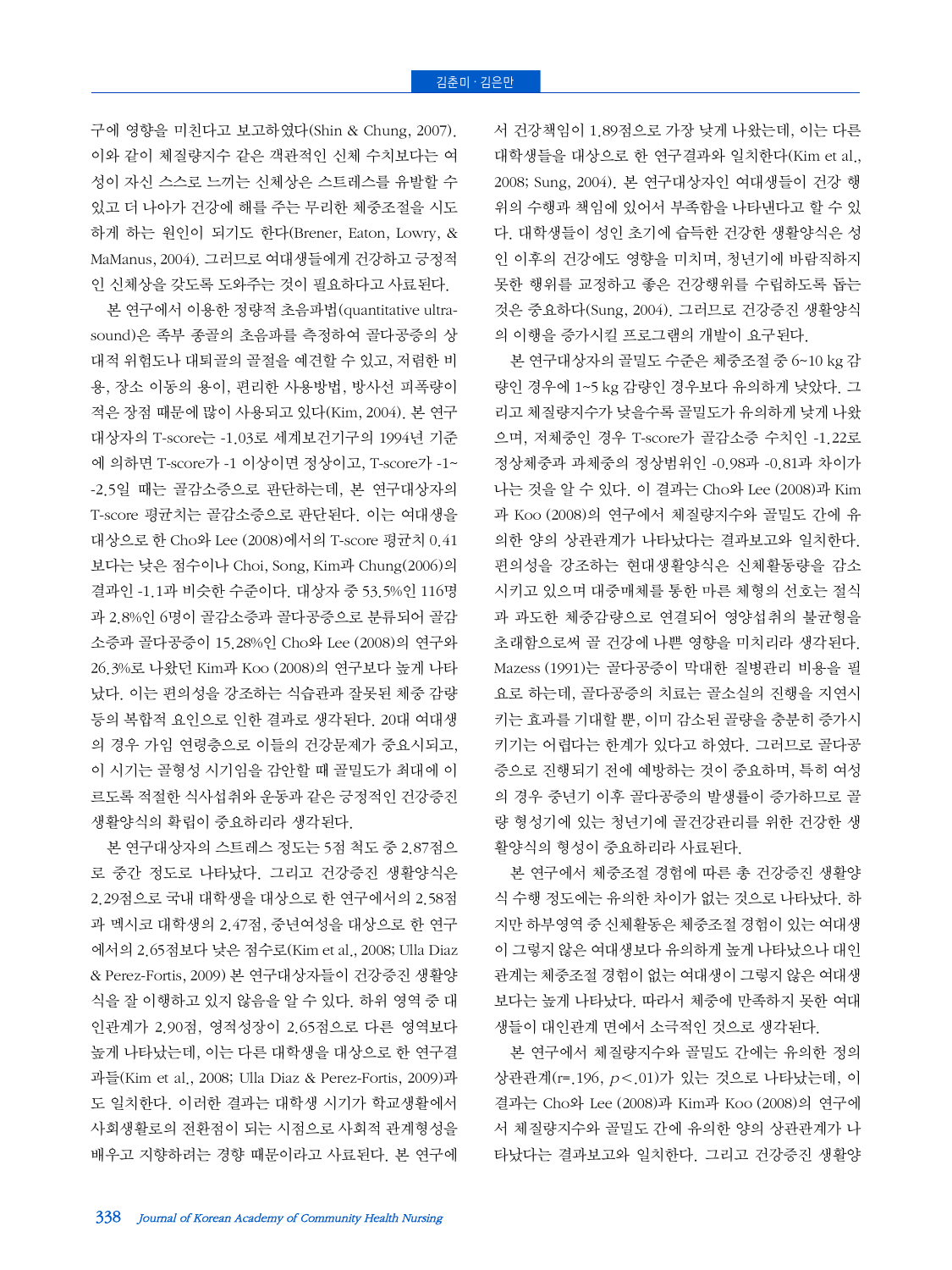구에 영향을 미친다고 보고하였다(Shin & Chung, 2007). 이와 같이 체질량지수 같은 객관적인 신체 수치보다는 여성이 자신 스스로 느끼는 신체상은 스트레스를 유발할 수 있고 더 나아가 건강에 해를 주는 무리한 체중조절을 시도하게 하는 원인이 되기도 한다(Brener, Eaton, Lowry, & MaManus, 2004). 그러므로 여대생들에게 건강하고 긍정적인 신체상을 갖도록 도와주는 것이 필요하다고 사료된다.

본 연구에서 이용한 정량적 초음파법(quantitative ultrasound)은 족부 종골의 초음파를 측정하여 골다공증의 상대적 위험도나 대퇴골의 골절을 예견할 수 있고, 저렴한 비용, 장소 이동의 용이, 편리한 사용방법, 방사선 피폭량이 적은 장점 때문에 많이 사용되고 있다(Kim, 2004). 본 연구대상자의 T-score는 -1.03로 세계보건기구의 1994년 기준에 의하면 T-score가 -1 이상이면 정상이고, T-score가 -1~-2.5일 때는 골감소증으로 판단하는데, 본 연구대상자의 T-score 평균치는 골감소증으로 판단된다. 이는 여대생을 대상으로 한 Cho와 Lee (2008)에서의 T-score 평균치 0.41보다는 낮은 점수이나 Choi, Song, Kim과 Chung(2006)의 결과인 -1.1과 비슷한 수준이다. 대상자 중 53.5%인 116명과 2.8%인 6명이 골감소증과 골다공증으로 분류되어 골감소증과 골다공증이 15.28%인 Cho와 Lee (2008)의 연구와 26.3%로 나왔던 Kim과 Koo (2008)의 연구보다 높게 나타났다. 이는 편의성을 강조하는 식습관과 잘못된 체중 감량 등의 복합적 요인으로 인한 결과로 생각된다. 20대 여대생의 경우 가임 연령층으로 이들의 건강문제가 중요시되고, 이 시기는 골형성 시기임을 감안할 때 골밀도가 최대에 이르도록 적절한 식사섭취와 운동과 같은 긍정적인 건강증진 생활양식의 확립이 중요하리라 생각된다.

본 연구대상자의 스트레스 정도는 5점 척도 중 2.87점으로 중간 정도로 나타났다. 그리고 건강증진 생활양식은 2.29점으로 국내 대학생을 대상으로 한 연구에서의 2.58점과 멕시코 대학생의 2.47점, 중년여성을 대상으로 한 연구에서의 2.65점보다 낮은 점수로(Kim et al., 2008; Ulla Diaz & Perez-Fortis, 2009) 본 연구대상자들이 건강증진 생활양식을 잘 이행하고 있지 않음을 알 수 있다. 하위 영역 중 대인관계가 2.90점, 영적성장이 2.65점으로 다른 영역보다 높게 나타났는데, 이는 다른 대학생을 대상으로 한 연구결과들(Kim et al., 2008; Ulla Diaz & Perez-Fortis, 2009)과도 일치한다. 이러한 결과는 대학생 시기가 학교생활에서 사회생활로의 전환점이 되는 시점으로 사회적 관계형성을 배우고 지향하려는 경향 때문이라고 사료된다. 본 연구에서 건강책임이 1.89점으로 가장 낮게 나왔는데, 이는 다른 대학생들을 대상으로 한 연구결과와 일치한다(Kim et al., 2008; Sung, 2004). 본 연구대상자인 여대생들이 건강 행위의 수행과 책임에 있어서 부족함을 나타낸다고 할 수 있다. 대학생들이 성인 초기에 습득한 건강한 생활양식은 성인 이후의 건강에도 영향을 미치며, 청년기에 바람직하지 못한 행위를 교정하고 좋은 건강행위를 수립하도록 돕는 것은 중요하다(Sung, 2004). 그러므로 건강증진 생활양식의 이행을 증가시킬 프로그램의 개발이 요구된다.

본 연구대상자의 골밀도 수준은 체중조절 중 6~10 kg 감량인 경우에 1~5 kg 감량인 경우보다 유의하게 낮았다. 그리고 체질량지수가 낮을수록 골밀도가 유의하게 낮게 나왔으며, 저체중인 경우 T-score가 골감소증 수치인 -1.22로 정상체중과 과체중의 정상범위인 -0.98과 -0.81과 차이가 나는 것을 알 수 있다. 이 결과는 Cho와 Lee (2008)과 Kim과 Koo (2008)의 연구에서 체질량지수와 골밀도 간에 유의한 양의 상관관계가 나타났다는 결과보고와 일치한다. 편의성을 강조하는 현대생활양식은 신체활동량을 감소시키고 있으며 대중매체를 통한 마른 체형의 선호는 절식과 과도한 체중감량으로 연결되어 영양섭취의 불균형을 초래함으로써 골 건강에 나쁜 영향을 미치리라 생각된다. Mazess (1991)는 골다공증이 막대한 질병관리 비용을 필요로 하는데, 골다공증의 치료는 골소실의 진행을 지연시키는 효과를 기대할 뿐, 이미 감소된 골량을 충분히 증가시키기는 어렵다는 한계가 있다고 하였다. 그러므로 골다공증으로 진행되기 전에 예방하는 것이 중요하며, 특히 여성의 경우 중년기 이후 골다공증의 발생률이 증가하므로 골량 형성기에 있는 청년기에 골건강관리를 위한 건강한 생활양식의 형성이 중요하리라 사료된다.

본 연구에서 체중조절 경험에 따른 총 건강증진 생활양식 수행 정도에는 유의한 차이가 없는 것으로 나타났다. 하지만 하부영역 중 신체활동은 체중조절 경험이 있는 여대생이 그렇지 않은 여대생보다 유의하게 높게 나타났으나 대인관계는 체중조절 경험이 없는 여대생이 그렇지 않은 여대생보다는 높게 나타났다. 따라서 체중에 만족하지 못한 여대생들이 대인관계 면에서 소극적인 것으로 생각된다.

본 연구에서 체질량지수와 골밀도 간에는 유의한 정의 상관관계(r=.196, $p<.01$)가 있는 것으로 나타났는데, 이 결과는 Cho와 Lee (2008)과 Kim과 Koo (2008)의 연구에서 체질량지수와 골밀도 간에 유의한 양의 상관관계가 나타났다는 결과보고와 일치한다. 그리고 건강증진 생활양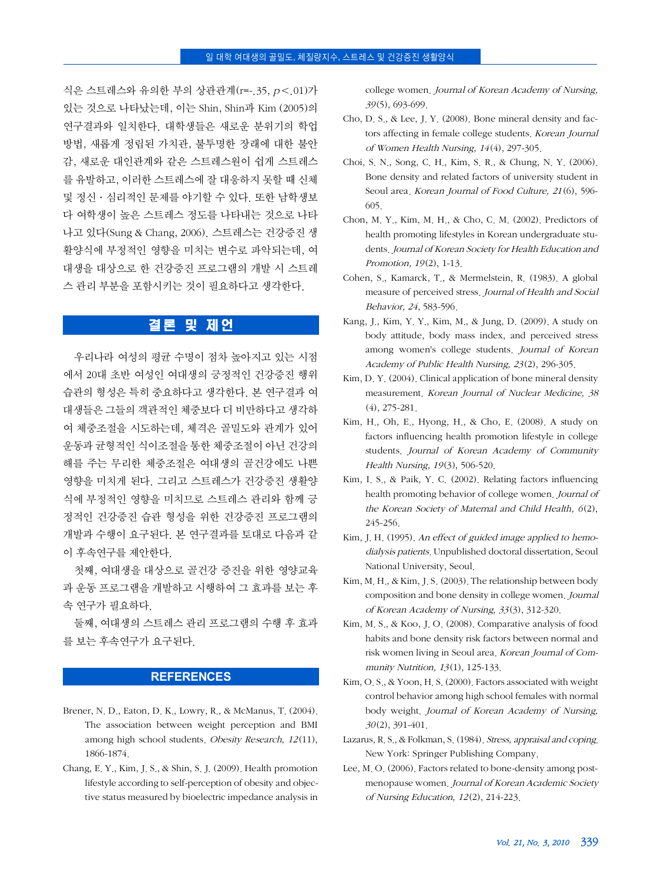식은 스트레스와 유의한 부의 상관관계(r=-.35, $p<.01$)가 있는 것으로 나타났는데, 이는 Shin, Shin과 Kim (2005)의 연구결과와 일치한다. 대학생들은 새로운 분위기의 학업방법, 새롭게 정립된 가치관, 불투명한 장래에 대한 불안감, 새로운 대인관계와 같은 스트레스원이 쉽게 스트레스를 유발하고, 이러한 스트레스에 잘 대응하지 못할 때 신체 및 정신·심리적인 문제를 야기할 수 있다. 또한 남학생보다 여학생이 높은 스트레스 정도를 나타내는 것으로 나타나고 있다(Sung & Chang, 2006). 스트레스는 건강증진 생활양식에 부정적인 영향을 미치는 변수로 파악되는데, 여대생을 대상으로 한 건강증진 프로그램의 개발 시 스트레스 관리 부분을 포함시키는 것이 필요하다고 생각한다.

## 결론 및 제언

우리나라 여성의 평균 수명이 점차 높아지고 있는 시점에서 20대 초반 여성인 여대생의 긍정적인 건강증진 행위습관의 형성은 특히 중요하다고 생각한다. 본 연구결과 여대생들은 그들의 객관적인 체중보다 더 비만하다고 생각하여 체중조절을 시도하는데, 체격은 골밀도와 관계가 있어 운동과 균형적인 식이조절을 통한 체중조절이 아닌 건강의 해를 주는 무리한 체중조절은 여대생의 골건강에도 나쁜 영향을 미치게 된다. 그리고 스트레스가 건강증진 생활양식에 부정적인 영향을 미치므로 스트레스 관리와 함께 긍정적인 건강증진 습관 형성을 위한 건강증진 프로그램의 개발과 수행이 요구된다. 본 연구결과를 토대로 다음과 같이 후속연구를 제안한다.

첫째, 여대생을 대상으로 골건강 증진을 위한 영양교육과 운동 프로그램을 개발하고 시행하여 그 효과를 보는 후속 연구가 필요하다.

둘째, 여대생의 스트레스 관리 프로그램의 수행 후 효과를 보는 후속연구가 요구된다.

## REFERENCES

Brener, N. D., Eaton, D. K., Lowry, R., & McManus, T. (2004). The association between weight perception and BMI among high school students. *Obesity Research, 12*(11), 1866-1874.

Chang, E. Y., Kim, J. S., & Shin, S. J. (2009). Health promotion lifestyle according to self-perception of obesity and objective status measured by bioelectric impedance analysis in college women. *Journal of Korean Academy of Nursing, 39*(5), 693-699.

Cho, D. S., & Lee, J. Y. (2008). Bone mineral density and factors affecting in female college students. *Korean Journal of Women Health Nursing, 14*(4), 297-305.

Choi, S. N., Song, C. H., Kim, S. R., & Chung, N. Y. (2006). Bone density and related factors of university student in Seoul area. *Korean Journal of Food Culture, 21*(6), 596-605.

Chon, M. Y., Kim, M. H., & Cho, C. M. (2002). Predictors of health promoting lifestyles in Korean undergraduate students. *Journal of Korean Society for Health Education and Promotion, 19*(2), 1-13.

Cohen, S., Kamarck, T., & Mermelstein, R. (1983). A global measure of perceived stress. *Journal of Health and Social Behavior, 24*, 583-596.

Kang, J., Kim, Y. Y., Kim, M., & Jung, D. (2009). A study on body attitude, body mass index, and perceived stress among women's college students. *Journal of Korean Academy of Public Health Nursing, 23*(2), 296-305.

Kim, D. Y. (2004). Clinical application of bone mineral density measurement. *Korean Journal of Nuclear Medicine, 38*(4), 275-281.

Kim, H., Oh, E., Hyong, H., & Cho, E. (2008). A study on factors influencing health promotion lifestyle in college students. *Journal of Korean Academy of Community Health Nursing, 19*(3), 506-520.

Kim, I. S., & Paik, Y. C. (2002). Relating factors influencing health promoting behavior of college women. *Journal of the Korean Society of Maternal and Child Health, 6*(2), 245-256.

Kim, J. H. (1995). *An effect of guided image applied to hemodialysis patients.* Unpublished doctoral dissertation, Seoul National University, Seoul.

Kim, M. H., & Kim, J. S. (2003). The relationship between body composition and bone density in college women. *Journal of Korean Academy of Nursing, 33*(3), 312-320.

Kim, M. S., & Koo, J. O. (2008). Comparative analysis of food habits and bone density risk factors between normal and risk women living in Seoul area. *Korean Journal of Community Nutrition, 13*(1), 125-133.

Kim, O. S., & Yoon, H. S. (2000). Factors associated with weight control behavior among high school females with normal body weight. *Journal of Korean Academy of Nursing, 30*(2), 391-401.

Lazarus, R. S., & Folkman, S. (1984). *Stress, appraisal and coping.* New York: Springer Publishing Company.

Lee, M. O. (2006). Factors related to bone-density among postmenopause women. *Journal of Korean Academic Society of Nursing Education, 12*(2), 214-223.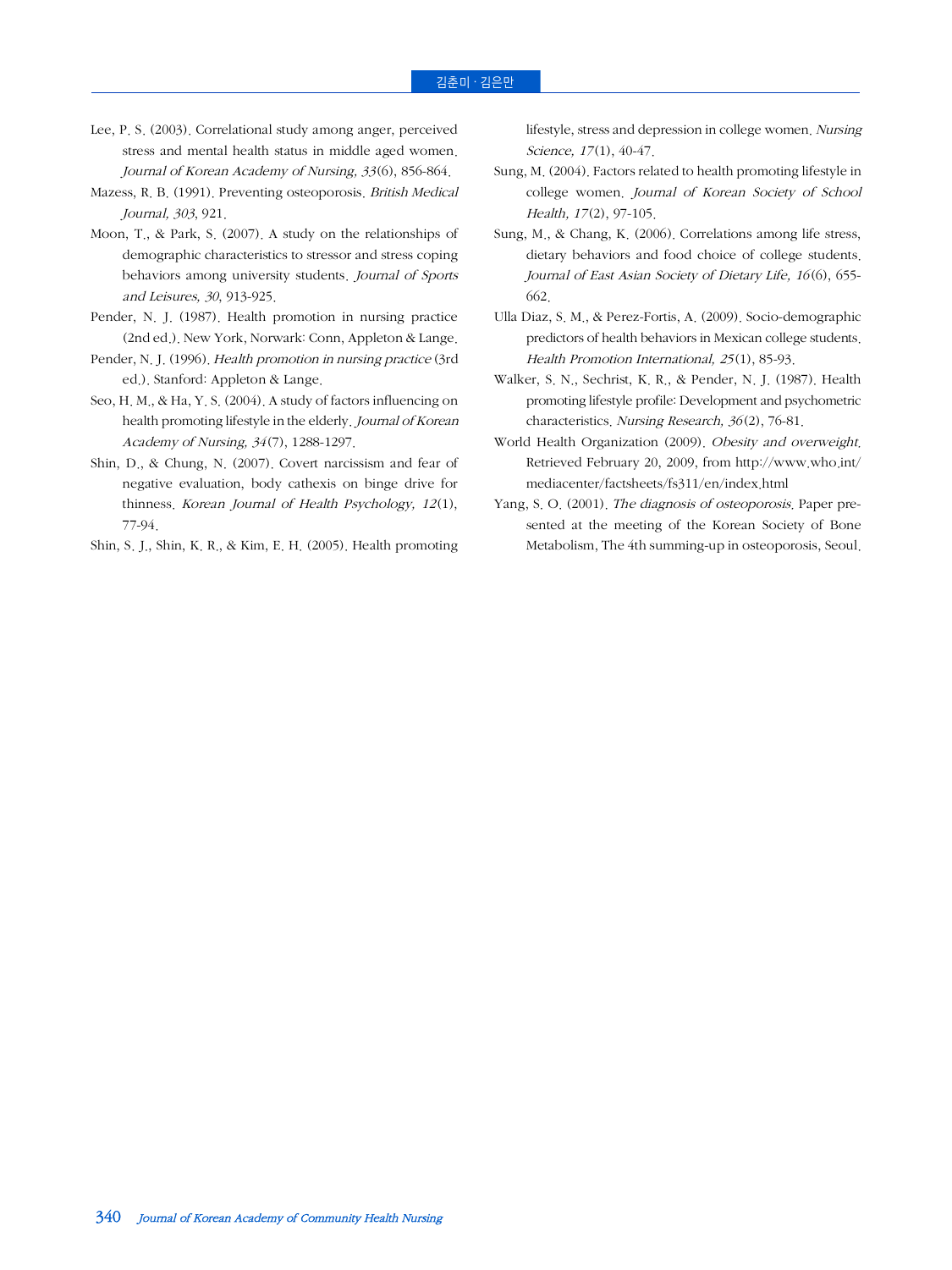Lee, P. S. (2003). Correlational study among anger, perceived stress and mental health status in middle aged women. *Journal of Korean Academy of Nursing, 33*(6), 856-864.

Mazess, R. B. (1991). Preventing osteoporosis. *British Medical Journal, 303*, 921.

Moon, T., & Park, S. (2007). A study on the relationships of demographic characteristics to stressor and stress coping behaviors among university students. *Journal of Sports and Leisures, 30*, 913-925.

Pender, N. J. (1987). Health promotion in nursing practice (2nd ed.). New York, Norwark: Conn, Appleton & Lange.

Pender, N. J. (1996). *Health promotion in nursing practice* (3rd ed.). Stanford: Appleton & Lange.

Seo, H. M., & Ha, Y. S. (2004). A study of factors influencing on health promoting lifestyle in the elderly. *Journal of Korean Academy of Nursing, 34*(7), 1288-1297.

Shin, D., & Chung, N. (2007). Covert narcissism and fear of negative evaluation, body cathexis on binge drive for thinness. *Korean Journal of Health Psychology, 12*(1), 77-94.

Shin, S. J., Shin, K. R., & Kim, E. H. (2005). Health promoting lifestyle, stress and depression in college women. *Nursing Science, 17*(1), 40-47.

Sung, M. (2004). Factors related to health promoting lifestyle in college women. *Journal of Korean Society of School Health, 17*(2), 97-105.

Sung, M., & Chang, K. (2006). Correlations among life stress, dietary behaviors and food choice of college students. *Journal of East Asian Society of Dietary Life, 16*(6), 655-662.

Ulla Diaz, S. M., & Perez-Fortis, A. (2009). Socio-demographic predictors of health behaviors in Mexican college students. *Health Promotion International, 25*(1), 85-93.

Walker, S. N., Sechrist, K. R., & Pender, N. J. (1987). Health promoting lifestyle profile: Development and psychometric characteristics. *Nursing Research, 36*(2), 76-81.

World Health Organization (2009). *Obesity and overweight.* Retrieved February 20, 2009, from http://www.who.int/mediacenter/factsheets/fs311/en/index.html

Yang, S. O. (2001). *The diagnosis of osteoporosis.* Paper presented at the meeting of the Korean Society of Bone Metabolism, The 4th summing-up in osteoporosis, Seoul.